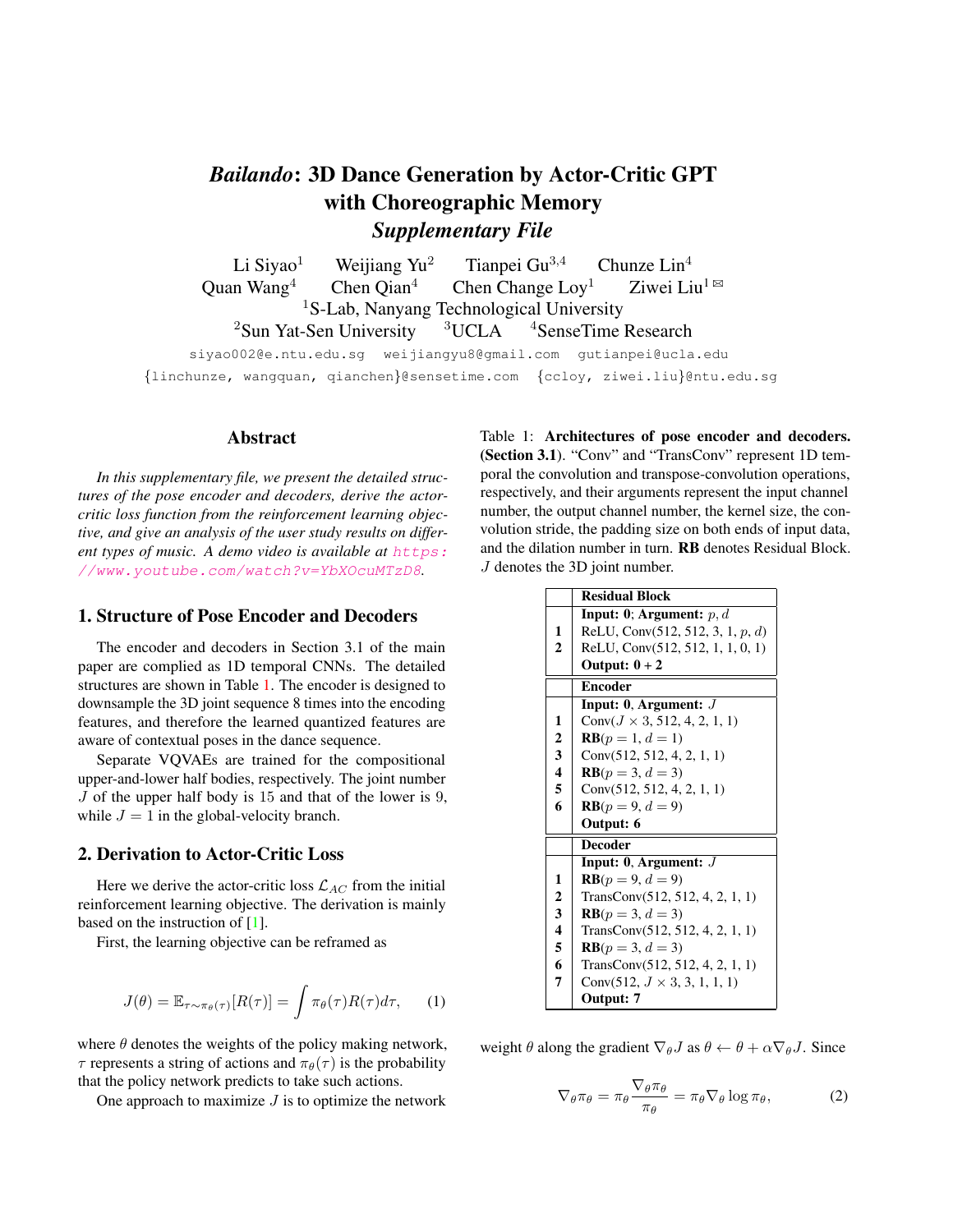# *Bailando*: 3D Dance Generation by Actor-Critic GPT with Choreographic Memory
## *Supplementary File*

Li Siyao[1] Weijiang Yu[2] Tianpei Gu[3,4] Chunze Lin[4]
Quan Wang[4] Chen Qian[4] Chen Change Loy[1] Ziwei Liu[1] ✉

[1]S-Lab, Nanyang Technological University
[2]Sun Yat-Sen University [3]UCLA [4]SenseTime Research

siyao002@e.ntu.edu.sg weijiangyu8@gmail.com gutianpei@ucla.edu
{linchunze, wangquan, qianchen}@sensetime.com {ccloy, ziwei.liu}@ntu.edu.sg

## Abstract

*In this supplementary file, we present the detailed structures of the pose encoder and decoders, derive the actor-critic loss function from the reinforcement learning objective, and give an analysis of the user study results on different types of music. A demo video is available at https://www.youtube.com/watch?v=YbXOcuMTzD8.*

## 1. Structure of Pose Encoder and Decoders

The encoder and decoders in Section 3.1 of the main paper are complied as 1D temporal CNNs. The detailed structures are shown in Table 1. The encoder is designed to downsample the 3D joint sequence 8 times into the encoding features, and therefore the learned quantized features are aware of contextual poses in the dance sequence.

Separate VQVAEs are trained for the compositional upper-and-lower half bodies, respectively. The joint number $J$ of the upper half body is 15 and that of the lower is 9, while $J = 1$ in the global-velocity branch.

Table 1: **Architectures of pose encoder and decoders. (Section 3.1)**. "Conv" and "TransConv" represent 1D temporal the convolution and transpose-convolution operations, respectively, and their arguments represent the input channel number, the output channel number, the kernel size, the convolution stride, the padding size on both ends of input data, and the dilation number in turn. **RB** denotes Residual Block. $J$ denotes the 3D joint number.

| | **Residual Block** |
|---|---|
| | **Input: 0**; **Argument:** $p, d$ |
| **1** | ReLU, Conv(512, 512, 3, 1, $p$, $d$) |
| **2** | ReLU, Conv(512, 512, 1, 1, 0, 1) |
| | **Output: 0 + 2** |
| | **Encoder** |
| | **Input: 0**, **Argument:** $J$ |
| **1** | Conv($J \times 3$, 512, 4, 2, 1, 1) |
| **2** | **RB**($p = 1, d = 1$) |
| **3** | Conv(512, 512, 4, 2, 1, 1) |
| **4** | **RB**($p = 3, d = 3$) |
| **5** | Conv(512, 512, 4, 2, 1, 1) |
| **6** | **RB**($p = 9, d = 9$) |
| | **Output: 6** |
| | **Decoder** |
| | **Input: 0**, **Argument:** $J$ |
| **1** | **RB**($p = 9, d = 9$) |
| **2** | TransConv(512, 512, 4, 2, 1, 1) |
| **3** | **RB**($p = 3, d = 3$) |
| **4** | TransConv(512, 512, 4, 2, 1, 1) |
| **5** | **RB**($p = 3, d = 3$) |
| **6** | TransConv(512, 512, 4, 2, 1, 1) |
| **7** | Conv(512, $J \times 3$, 3, 1, 1, 1) |
| | **Output: 7** |

## 2. Derivation to Actor-Critic Loss

Here we derive the actor-critic loss $\mathcal{L}_{AC}$ from the initial reinforcement learning objective. The derivation is mainly based on the instruction of [1].

First, the learning objective can be reframed as

$$J(\theta) = \mathbb{E}_{\tau \sim \pi_\theta(\tau)}[R(\tau)] = \int \pi_\theta(\tau) R(\tau) d\tau, \tag{1}$$

where $\theta$ denotes the weights of the policy making network, $\tau$ represents a string of actions and $\pi_\theta(\tau)$ is the probability that the policy network predicts to take such actions.

One approach to maximize $J$ is to optimize the network weight $\theta$ along the gradient $\nabla_\theta J$ as $\theta \leftarrow \theta + \alpha \nabla_\theta J$. Since

$$\nabla_\theta \pi_\theta = \pi_\theta \frac{\nabla_\theta \pi_\theta}{\pi_\theta} = \pi_\theta \nabla_\theta \log \pi_\theta, \tag{2}$$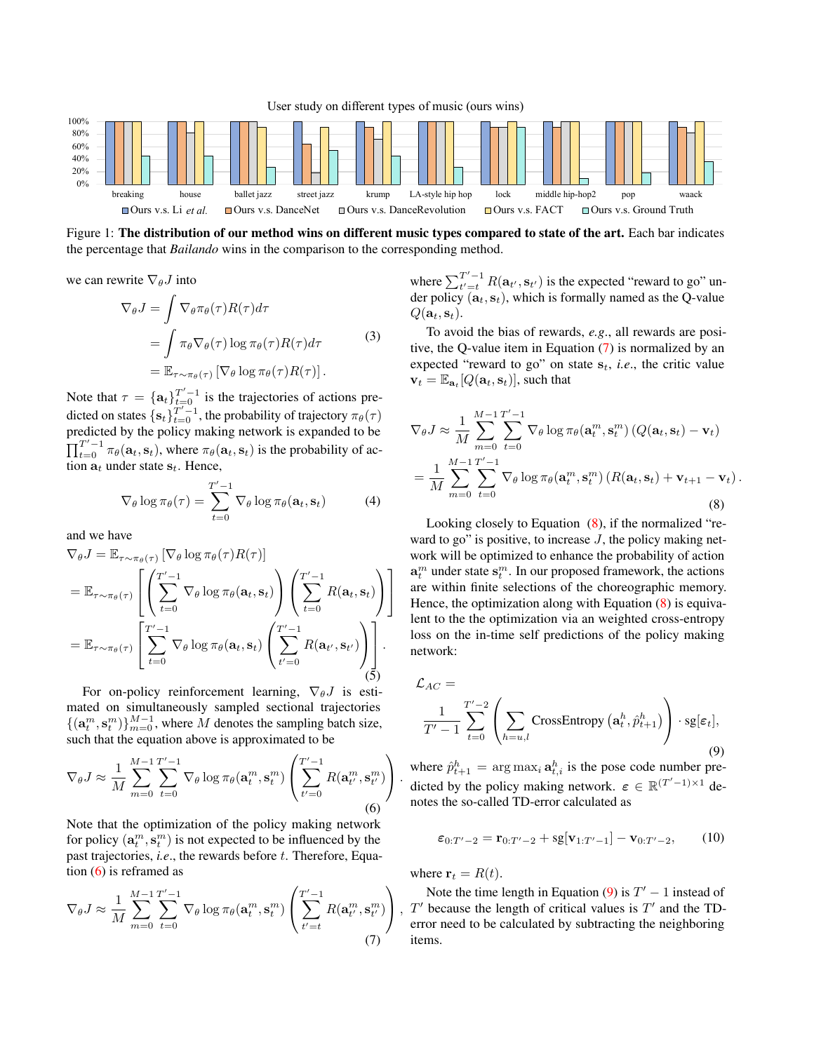Figure 1: **The distribution of our method wins on different music types compared to state of the art.** Each bar indicates the percentage that *Bailando* wins in the comparison to the corresponding method.

we can rewrite $\nabla_\theta J$ into

$$
\begin{aligned}
\nabla_\theta J &= \int \nabla_\theta \pi_\theta(\tau) R(\tau) d\tau \\
&= \int \pi_\theta \nabla_\theta(\tau) \log \pi_\theta(\tau) R(\tau) d\tau \\
&= \mathbb{E}_{\tau \sim \pi_\theta(\tau)} \left[ \nabla_\theta \log \pi_\theta(\tau) R(\tau) \right].
\end{aligned} \tag{3}
$$

Note that $\tau = \{\mathbf{a}_t\}_{t=0}^{T'-1}$ is the trajectories of actions predicted on states $\{\mathbf{s}_t\}_{t=0}^{T'-1}$, the probability of trajectory $\pi_\theta(\tau)$ predicted by the policy making network is expanded to be $\prod_{t=0}^{T'-1} \pi_\theta(\mathbf{a}_t, \mathbf{s}_t)$, where $\pi_\theta(\mathbf{a}_t, \mathbf{s}_t)$ is the probability of action $\mathbf{a}_t$ under state $\mathbf{s}_t$. Hence,

$$
\nabla_\theta \log \pi_\theta(\tau) = \sum_{t=0}^{T'-1} \nabla_\theta \log \pi_\theta(\mathbf{a}_t, \mathbf{s}_t) \tag{4}
$$

and we have

$$
\begin{aligned}
&\nabla_\theta J = \mathbb{E}_{\tau \sim \pi_\theta(\tau)} \left[ \nabla_\theta \log \pi_\theta(\tau) R(\tau) \right] \\
&= \mathbb{E}_{\tau \sim \pi_\theta(\tau)} \left[ \left( \sum_{t=0}^{T'-1} \nabla_\theta \log \pi_\theta(\mathbf{a}_t, \mathbf{s}_t) \right) \left( \sum_{t=0}^{T'-1} R(\mathbf{a}_t, \mathbf{s}_t) \right) \right] \\
&= \mathbb{E}_{\tau \sim \pi_\theta(\tau)} \left[ \sum_{t=0}^{T'-1} \nabla_\theta \log \pi_\theta(\mathbf{a}_t, \mathbf{s}_t) \left( \sum_{t'=0}^{T'-1} R(\mathbf{a}_{t'}, \mathbf{s}_{t'}) \right) \right].
\end{aligned} \tag{5}
$$

For on-policy reinforcement learning, $\nabla_\theta J$ is estimated on simultaneously sampled sectional trajectories $\{(\mathbf{a}_t^m, \mathbf{s}_t^m)\}_{m=0}^{M-1}$, where $M$ denotes the sampling batch size, such that the equation above is approximated to be

$$
\nabla_\theta J \approx \frac{1}{M} \sum_{m=0}^{M-1} \sum_{t=0}^{T'-1} \nabla_\theta \log \pi_\theta(\mathbf{a}_t^m, \mathbf{s}_t^m) \left( \sum_{t'=0}^{T'-1} R(\mathbf{a}_{t'}^m, \mathbf{s}_{t'}^m) \right). \tag{6}
$$

Note that the optimization of the policy making network for policy $(\mathbf{a}_t^m, \mathbf{s}_t^m)$ is not expected to be influenced by the past trajectories, *i.e.*, the rewards before $t$. Therefore, Equation (6) is reframed as

$$
\nabla_\theta J \approx \frac{1}{M} \sum_{m=0}^{M-1} \sum_{t=0}^{T'-1} \nabla_\theta \log \pi_\theta(\mathbf{a}_t^m, \mathbf{s}_t^m) \left( \sum_{t'=t}^{T'-1} R(\mathbf{a}_{t'}^m, \mathbf{s}_{t'}^m) \right), \tag{7}
$$

where $\sum_{t'=t}^{T'-1} R(\mathbf{a}_{t'}, \mathbf{s}_{t'})$ is the expected "reward to go" under policy $(\mathbf{a}_t, \mathbf{s}_t)$, which is formally named as the Q-value $Q(\mathbf{a}_t, \mathbf{s}_t)$.

To avoid the bias of rewards, *e.g.*, all rewards are positive, the Q-value item in Equation (7) is normalized by an expected "reward to go" on state $\mathbf{s}_t$, *i.e.*, the critic value $\mathbf{v}_t = \mathbb{E}_{\mathbf{a}_t}[Q(\mathbf{a}_t, \mathbf{s}_t)]$, such that

$$
\begin{aligned}
\nabla_\theta J &\approx \frac{1}{M} \sum_{m=0}^{M-1} \sum_{t=0}^{T'-1} \nabla_\theta \log \pi_\theta(\mathbf{a}_t^m, \mathbf{s}_t^m) \left( Q(\mathbf{a}_t, \mathbf{s}_t) - \mathbf{v}_t \right) \\
&= \frac{1}{M} \sum_{m=0}^{M-1} \sum_{t=0}^{T'-1} \nabla_\theta \log \pi_\theta(\mathbf{a}_t^m, \mathbf{s}_t^m) \left( R(\mathbf{a}_t, \mathbf{s}_t) + \mathbf{v}_{t+1} - \mathbf{v}_t \right).
\end{aligned} \tag{8}
$$

Looking closely to Equation (8), if the normalized "reward to go" is positive, to increase $J$, the policy making network will be optimized to enhance the probability of action $\mathbf{a}_t^m$ under state $\mathbf{s}_t^m$. In our proposed framework, the actions are within finite selections of the choreographic memory. Hence, the optimization along with Equation (8) is equivalent to the the optimization via an weighted cross-entropy loss on the in-time self predictions of the policy making network:

$$
\mathcal{L}_{AC} = \frac{1}{T'-1} \sum_{t=0}^{T'-2} \left( \sum_{h=u,l} \text{CrossEntropy}\left(\mathbf{a}_t^h, \hat{p}_{t+1}^h\right) \right) \cdot \text{sg}[\varepsilon_t], \tag{9}
$$

where $\hat{p}_{t+1}^h = \arg\max_i \mathbf{a}_{t,i}^h$ is the pose code number predicted by the policy making network. $\boldsymbol{\varepsilon} \in \mathbb{R}^{(T'-1)\times 1}$ denotes the so-called TD-error calculated as

$$
\boldsymbol{\varepsilon}_{0:T'-2} = \mathbf{r}_{0:T'-2} + \text{sg}[\mathbf{v}_{1:T'-1}] - \mathbf{v}_{0:T'-2}, \tag{10}
$$

where $\mathbf{r}_t = R(t)$.

Note the time length in Equation (9) is $T'-1$ instead of $T'$ because the length of critical values is $T'$ and the TD-error need to be calculated by subtracting the neighboring items.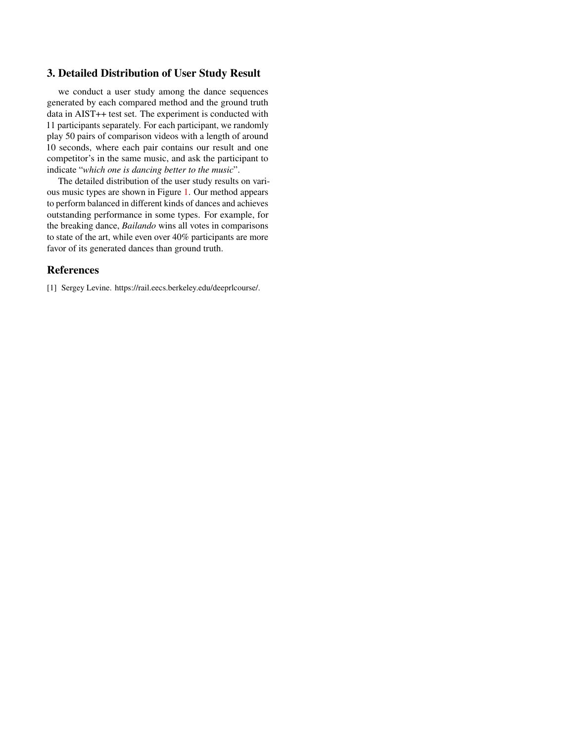## 3. Detailed Distribution of User Study Result

we conduct a user study among the dance sequences generated by each compared method and the ground truth data in AIST++ test set. The experiment is conducted with 11 participants separately. For each participant, we randomly play 50 pairs of comparison videos with a length of around 10 seconds, where each pair contains our result and one competitor's in the same music, and ask the participant to indicate "*which one is dancing better to the music*".

The detailed distribution of the user study results on various music types are shown in Figure 1. Our method appears to perform balanced in different kinds of dances and achieves outstanding performance in some types. For example, for the breaking dance, *Bailando* wins all votes in comparisons to state of the art, while even over 40% participants are more favor of its generated dances than ground truth.

## References

[1] Sergey Levine. https://rail.eecs.berkeley.edu/deeprlcourse/.